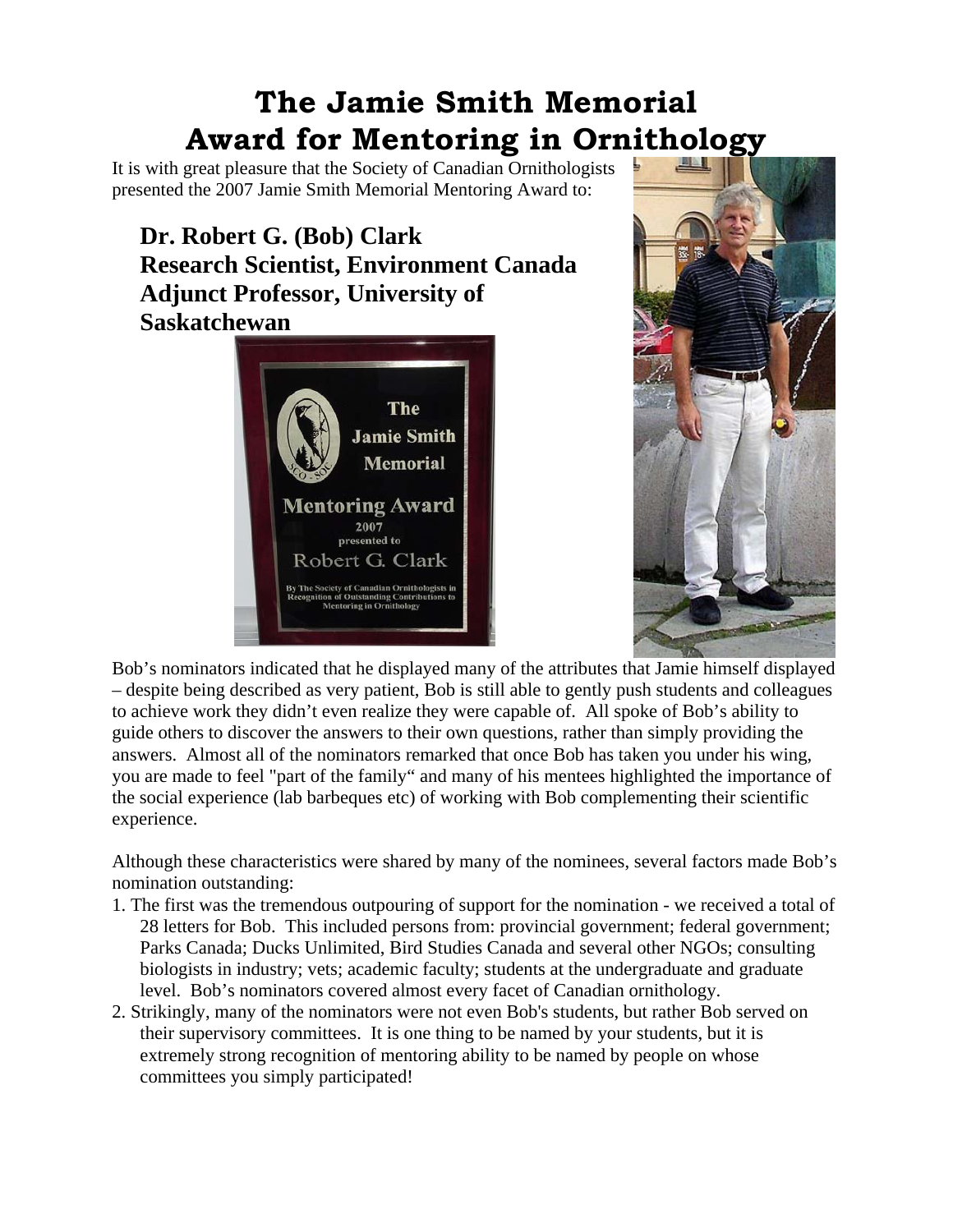# The Jamie Smith Memorial Award for Mentoring in Ornithology

It is with great pleasure that the Society of Canadian Ornithologists presented the 2007 Jamie Smith Memorial Mentoring Award to:

**Dr. Robert G. (Bob) Clark**
**Research Scientist, Environment Canada**
**Adjunct Professor, University of Saskatchewan**

Bob's nominators indicated that he displayed many of the attributes that Jamie himself displayed – despite being described as very patient, Bob is still able to gently push students and colleagues to achieve work they didn't even realize they were capable of. All spoke of Bob's ability to guide others to discover the answers to their own questions, rather than simply providing the answers. Almost all of the nominators remarked that once Bob has taken you under his wing, you are made to feel "part of the family" and many of his mentees highlighted the importance of the social experience (lab barbeques etc) of working with Bob complementing their scientific experience.

Although these characteristics were shared by many of the nominees, several factors made Bob's nomination outstanding:

1. The first was the tremendous outpouring of support for the nomination - we received a total of 28 letters for Bob. This included persons from: provincial government; federal government; Parks Canada; Ducks Unlimited, Bird Studies Canada and several other NGOs; consulting biologists in industry; vets; academic faculty; students at the undergraduate and graduate level. Bob's nominators covered almost every facet of Canadian ornithology.
2. Strikingly, many of the nominators were not even Bob's students, but rather Bob served on their supervisory committees. It is one thing to be named by your students, but it is extremely strong recognition of mentoring ability to be named by people on whose committees you simply participated!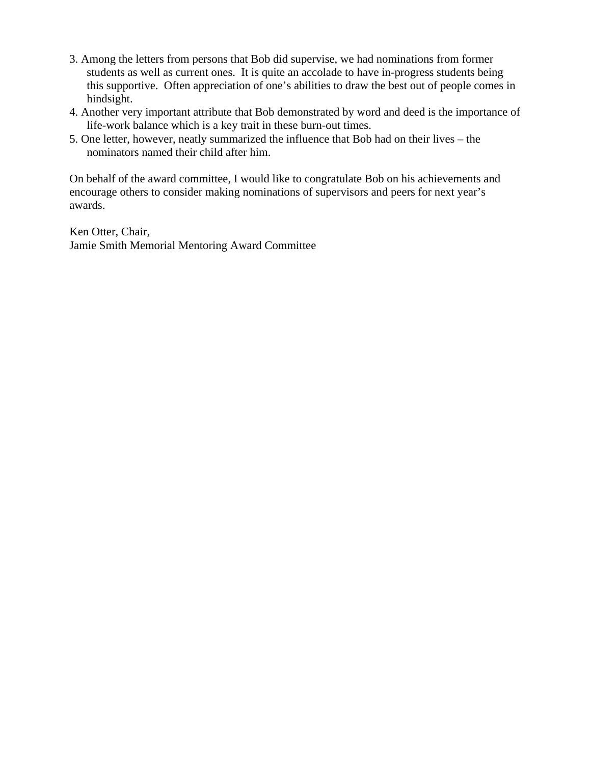3. Among the letters from persons that Bob did supervise, we had nominations from former students as well as current ones. It is quite an accolade to have in-progress students being this supportive. Often appreciation of one's abilities to draw the best out of people comes in hindsight.
4. Another very important attribute that Bob demonstrated by word and deed is the importance of life-work balance which is a key trait in these burn-out times.
5. One letter, however, neatly summarized the influence that Bob had on their lives – the nominators named their child after him.

On behalf of the award committee, I would like to congratulate Bob on his achievements and encourage others to consider making nominations of supervisors and peers for next year's awards.

Ken Otter, Chair,
Jamie Smith Memorial Mentoring Award Committee